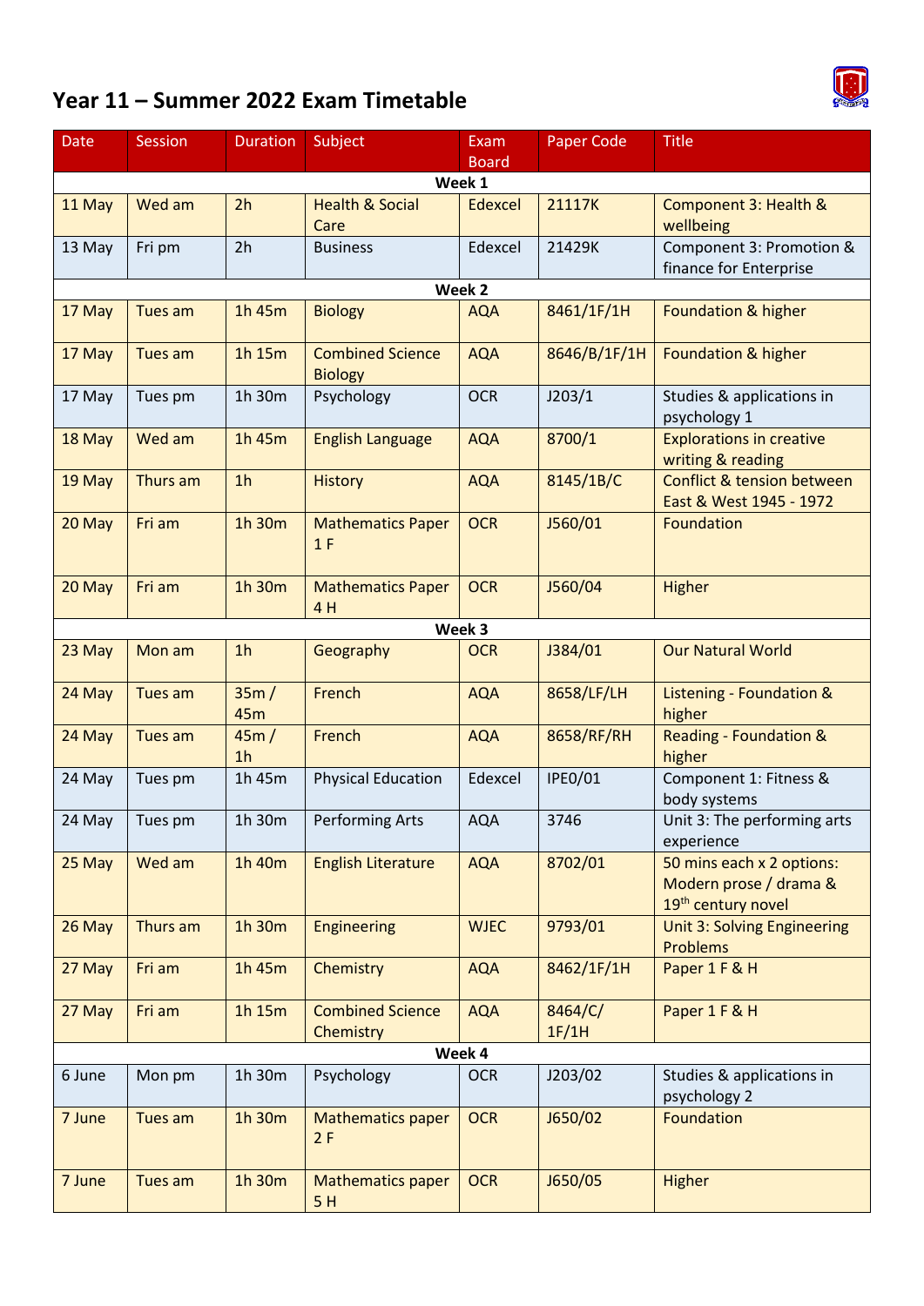# Year 11 – Summer 2022 Exam Timetable

| Date | Session | Duration | Subject | Exam Board | Paper Code | Title |
|---|---|---|---|---|---|---|
| **Week 1** | | | | | | |
| 11 May | Wed am | 2h | Health & Social Care | Edexcel | 21117K | Component 3: Health & wellbeing |
| 13 May | Fri pm | 2h | Business | Edexcel | 21429K | Component 3: Promotion & finance for Enterprise |
| **Week 2** | | | | | | |
| 17 May | Tues am | 1h 45m | Biology | AQA | 8461/1F/1H | Foundation & higher |
| 17 May | Tues am | 1h 15m | Combined Science Biology | AQA | 8646/B/1F/1H | Foundation & higher |
| 17 May | Tues pm | 1h 30m | Psychology | OCR | J203/1 | Studies & applications in psychology 1 |
| 18 May | Wed am | 1h 45m | English Language | AQA | 8700/1 | Explorations in creative writing & reading |
| 19 May | Thurs am | 1h | History | AQA | 8145/1B/C | Conflict & tension between East & West 1945 - 1972 |
| 20 May | Fri am | 1h 30m | Mathematics Paper 1 F | OCR | J560/01 | Foundation |
| 20 May | Fri am | 1h 30m | Mathematics Paper 4 H | OCR | J560/04 | Higher |
| **Week 3** | | | | | | |
| 23 May | Mon am | 1h | Geography | OCR | J384/01 | Our Natural World |
| 24 May | Tues am | 35m / 45m | French | AQA | 8658/LF/LH | Listening - Foundation & higher |
| 24 May | Tues am | 45m / 1h | French | AQA | 8658/RF/RH | Reading - Foundation & higher |
| 24 May | Tues pm | 1h 45m | Physical Education | Edexcel | IPE0/01 | Component 1: Fitness & body systems |
| 24 May | Tues pm | 1h 30m | Performing Arts | AQA | 3746 | Unit 3: The performing arts experience |
| 25 May | Wed am | 1h 40m | English Literature | AQA | 8702/01 | 50 mins each x 2 options: Modern prose / drama & 19th century novel |
| 26 May | Thurs am | 1h 30m | Engineering | WJEC | 9793/01 | Unit 3: Solving Engineering Problems |
| 27 May | Fri am | 1h 45m | Chemistry | AQA | 8462/1F/1H | Paper 1 F & H |
| 27 May | Fri am | 1h 15m | Combined Science Chemistry | AQA | 8464/C/ 1F/1H | Paper 1 F & H |
| **Week 4** | | | | | | |
| 6 June | Mon pm | 1h 30m | Psychology | OCR | J203/02 | Studies & applications in psychology 2 |
| 7 June | Tues am | 1h 30m | Mathematics paper 2 F | OCR | J650/02 | Foundation |
| 7 June | Tues am | 1h 30m | Mathematics paper 5 H | OCR | J650/05 | Higher |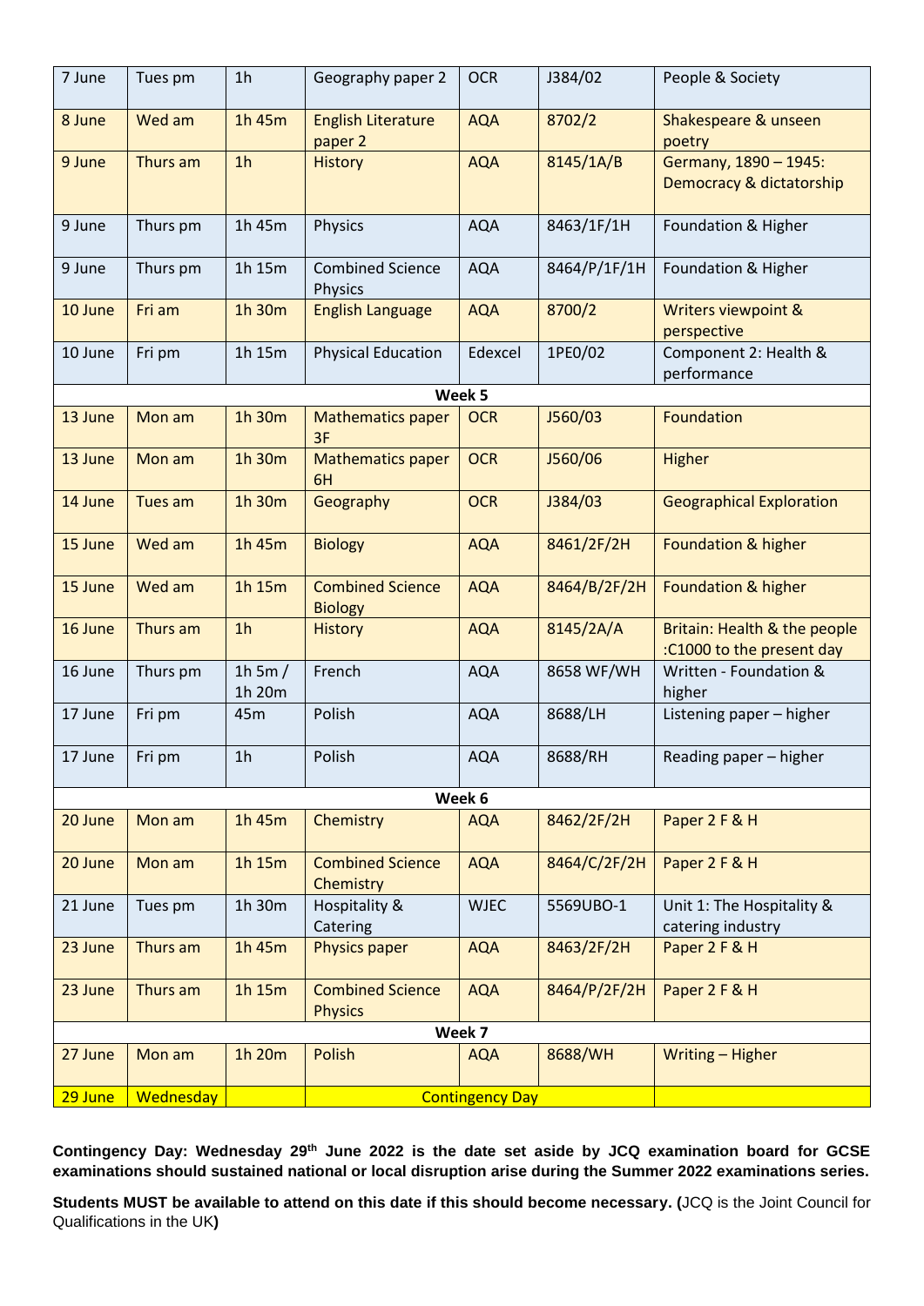| | | | | | | |
|---|---|---|---|---|---|---|
| 7 June | Tues pm | 1h | Geography paper 2 | OCR | J384/02 | People & Society |
| 8 June | Wed am | 1h 45m | English Literature paper 2 | AQA | 8702/2 | Shakespeare & unseen poetry |
| 9 June | Thurs am | 1h | History | AQA | 8145/1A/B | Germany, 1890 – 1945: Democracy & dictatorship |
| 9 June | Thurs pm | 1h 45m | Physics | AQA | 8463/1F/1H | Foundation & Higher |
| 9 June | Thurs pm | 1h 15m | Combined Science Physics | AQA | 8464/P/1F/1H | Foundation & Higher |
| 10 June | Fri am | 1h 30m | English Language | AQA | 8700/2 | Writers viewpoint & perspective |
| 10 June | Fri pm | 1h 15m | Physical Education | Edexcel | 1PE0/02 | Component 2: Health & performance |
| **Week 5** | | | | | | |
| 13 June | Mon am | 1h 30m | Mathematics paper 3F | OCR | J560/03 | Foundation |
| 13 June | Mon am | 1h 30m | Mathematics paper 6H | OCR | J560/06 | Higher |
| 14 June | Tues am | 1h 30m | Geography | OCR | J384/03 | Geographical Exploration |
| 15 June | Wed am | 1h 45m | Biology | AQA | 8461/2F/2H | Foundation & higher |
| 15 June | Wed am | 1h 15m | Combined Science Biology | AQA | 8464/B/2F/2H | Foundation & higher |
| 16 June | Thurs am | 1h | History | AQA | 8145/2A/A | Britain: Health & the people :C1000 to the present day |
| 16 June | Thurs pm | 1h 5m / 1h 20m | French | AQA | 8658 WF/WH | Written - Foundation & higher |
| 17 June | Fri pm | 45m | Polish | AQA | 8688/LH | Listening paper – higher |
| 17 June | Fri pm | 1h | Polish | AQA | 8688/RH | Reading paper – higher |
| **Week 6** | | | | | | |
| 20 June | Mon am | 1h 45m | Chemistry | AQA | 8462/2F/2H | Paper 2 F & H |
| 20 June | Mon am | 1h 15m | Combined Science Chemistry | AQA | 8464/C/2F/2H | Paper 2 F & H |
| 21 June | Tues pm | 1h 30m | Hospitality & Catering | WJEC | 5569UBO-1 | Unit 1: The Hospitality & catering industry |
| 23 June | Thurs am | 1h 45m | Physics paper | AQA | 8463/2F/2H | Paper 2 F & H |
| 23 June | Thurs am | 1h 15m | Combined Science Physics | AQA | 8464/P/2F/2H | Paper 2 F & H |
| **Week 7** | | | | | | |
| 27 June | Mon am | 1h 20m | Polish | AQA | 8688/WH | Writing – Higher |
| 29 June | Wednesday | | Contingency Day | | | |

**Contingency Day: Wednesday 29th June 2022 is the date set aside by JCQ examination board for GCSE examinations should sustained national or local disruption arise during the Summer 2022 examinations series.**

**Students MUST be available to attend on this date if this should become necessary. (**JCQ is the Joint Council for Qualifications in the UK**)**